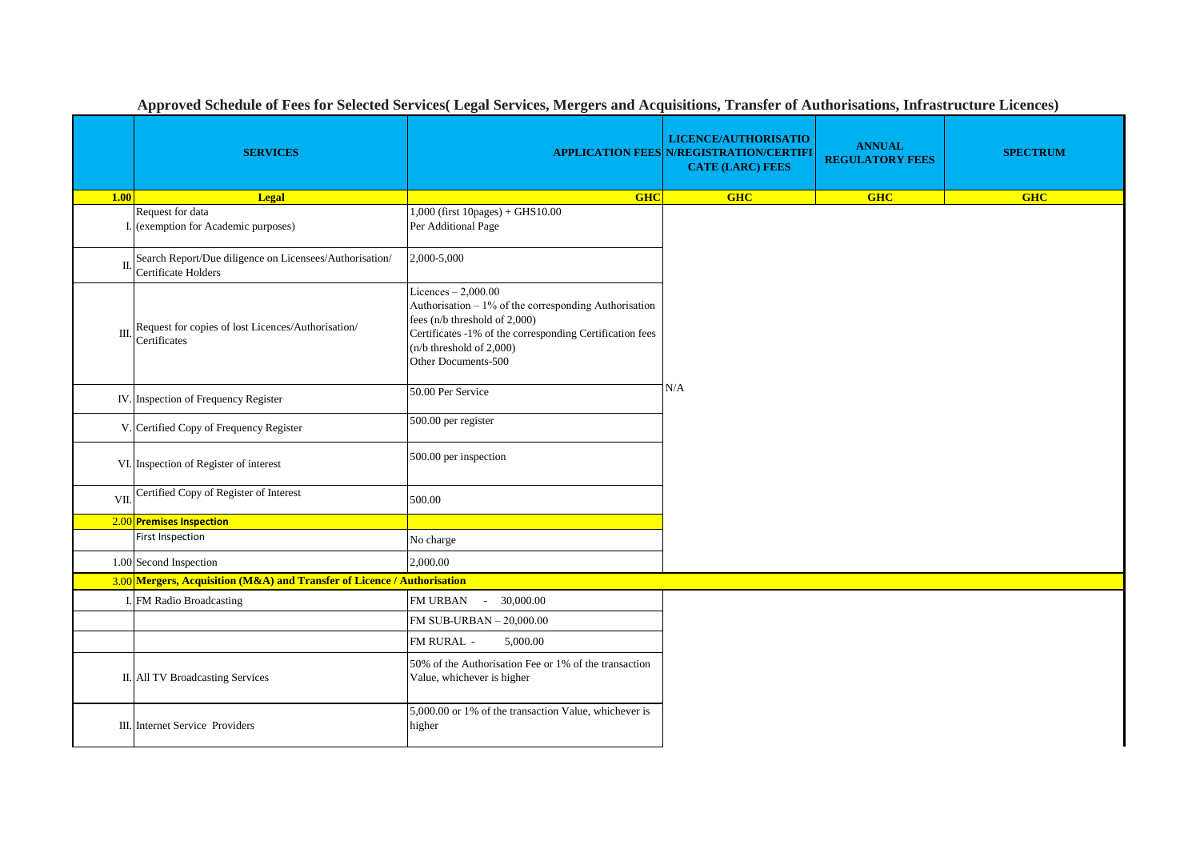## Approved Schedule of Fees for Selected Services( Legal Services, Mergers and Acquisitions, Transfer of Authorisations, Infrastructure Licences)

| | SERVICES | APPLICATION FEES | LICENCE/AUTHORISATIO N/REGISTRATION/CERTIFI CATE (LARC) FEES | ANNUAL REGULATORY FEES | SPECTRUM |
|---|---|---|---|---|---|
| **1.00** | **Legal** | **GHC** | **GHC** | **GHC** | **GHC** |
| I. | Request for data (exemption for Academic purposes) | 1,000 (first 10pages) + GHS10.00 Per Additional Page | | | |
| II. | Search Report/Due diligence on Licensees/Authorisation/ Certificate Holders | 2,000-5,000 | | | |
| III. | Request for copies of lost Licences/Authorisation/ Certificates | Licences – 2,000.00<br>Authorisation – 1% of the corresponding Authorisation fees (n/b threshold of 2,000)<br>Certificates -1% of the corresponding Certification fees (n/b threshold of 2,000)<br>Other Documents-500 | | | |
| IV. | Inspection of Frequency Register | 50.00 Per Service | N/A | | |
| V. | Certified Copy of Frequency Register | 500.00 per register | | | |
| VI. | Inspection of Register of interest | 500.00 per inspection | | | |
| VII. | Certified Copy of Register of Interest | 500.00 | | | |
| 2.00 | **Premises Inspection** | | | | |
| | First Inspection | No charge | | | |
| 1.00 | Second Inspection | 2,000.00 | | | |
| 3.00 | **Mergers, Acquisition (M&A) and Transfer of Licence / Authorisation** | | | | |
| I. | FM Radio Broadcasting | FM URBAN - 30,000.00 | | | |
| | | FM SUB-URBAN – 20,000.00 | | | |
| | | FM RURAL - 5,000.00 | | | |
| II. | All TV Broadcasting Services | 50% of the Authorisation Fee or 1% of the transaction Value, whichever is higher | | | |
| III. | Internet Service Providers | 5,000.00 or 1% of the transaction Value, whichever is higher | | | |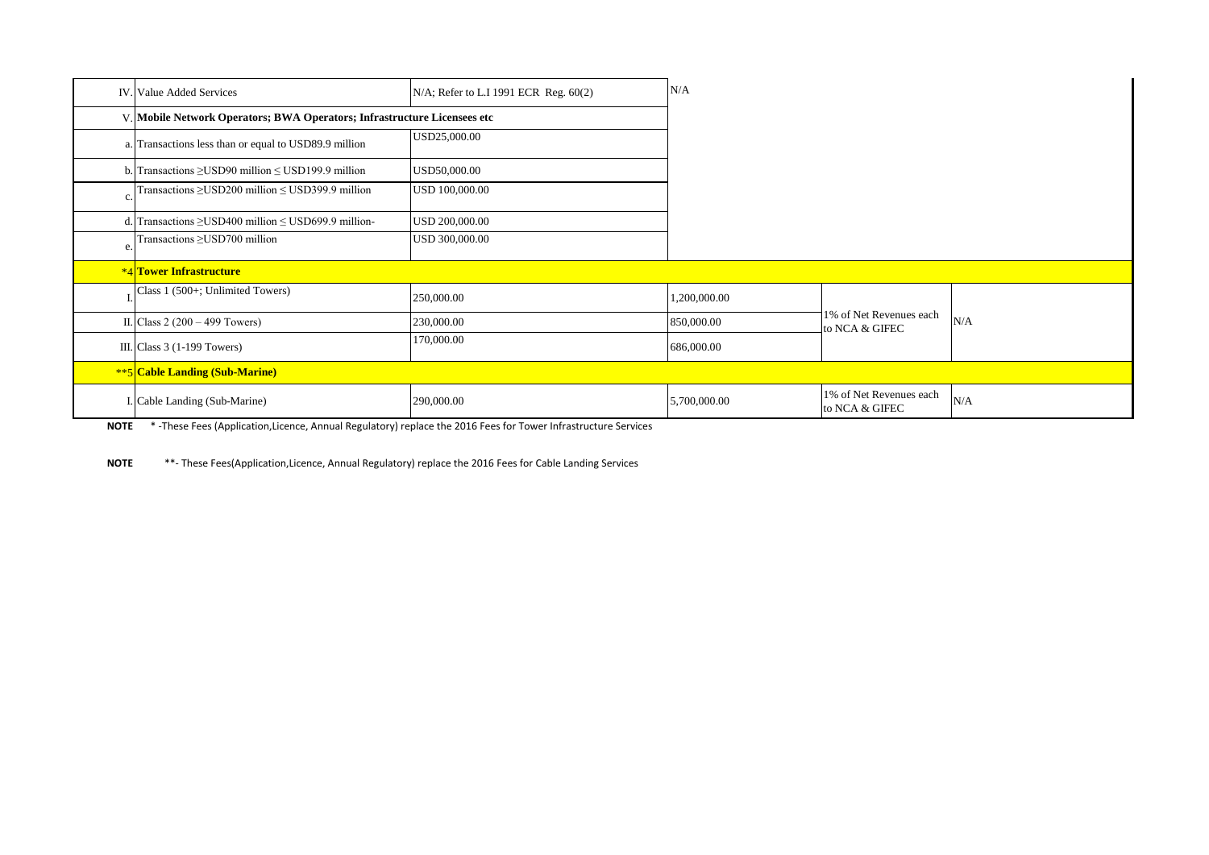| | | | | | |
|---|---|---|---|---|---|
| IV. | Value Added Services | N/A; Refer to L.I 1991 ECR Reg. 60(2) | N/A | | |
| V. | **Mobile Network Operators; BWA Operators; Infrastructure Licensees etc** | | | | |
| a. | Transactions less than or equal to USD89.9 million | USD25,000.00 | | | |
| b. | Transactions ≥USD90 million ≤ USD199.9 million | USD50,000.00 | | | |
| c. | Transactions ≥USD200 million ≤ USD399.9 million | USD 100,000.00 | | | |
| d. | Transactions ≥USD400 million ≤ USD699.9 million- | USD 200,000.00 | | | |
| e. | Transactions ≥USD700 million | USD 300,000.00 | | | |
| *4 | **Tower Infrastructure** | | | | |
| I. | Class 1 (500+; Unlimited Towers) | 250,000.00 | 1,200,000.00 | 1% of Net Revenues each to NCA & GIFEC | N/A |
| II. | Class 2 (200 – 499 Towers) | 230,000.00 | 850,000.00 | | |
| III. | Class 3 (1-199 Towers) | 170,000.00 | 686,000.00 | | |
| **5 | **Cable Landing (Sub-Marine)** | | | | |
| I. | Cable Landing (Sub-Marine) | 290,000.00 | 5,700,000.00 | 1% of Net Revenues each to NCA & GIFEC | N/A |

**NOTE** * -These Fees (Application,Licence, Annual Regulatory) replace the 2016 Fees for Tower Infrastructure Services

**NOTE** **- These Fees(Application,Licence, Annual Regulatory) replace the 2016 Fees for Cable Landing Services